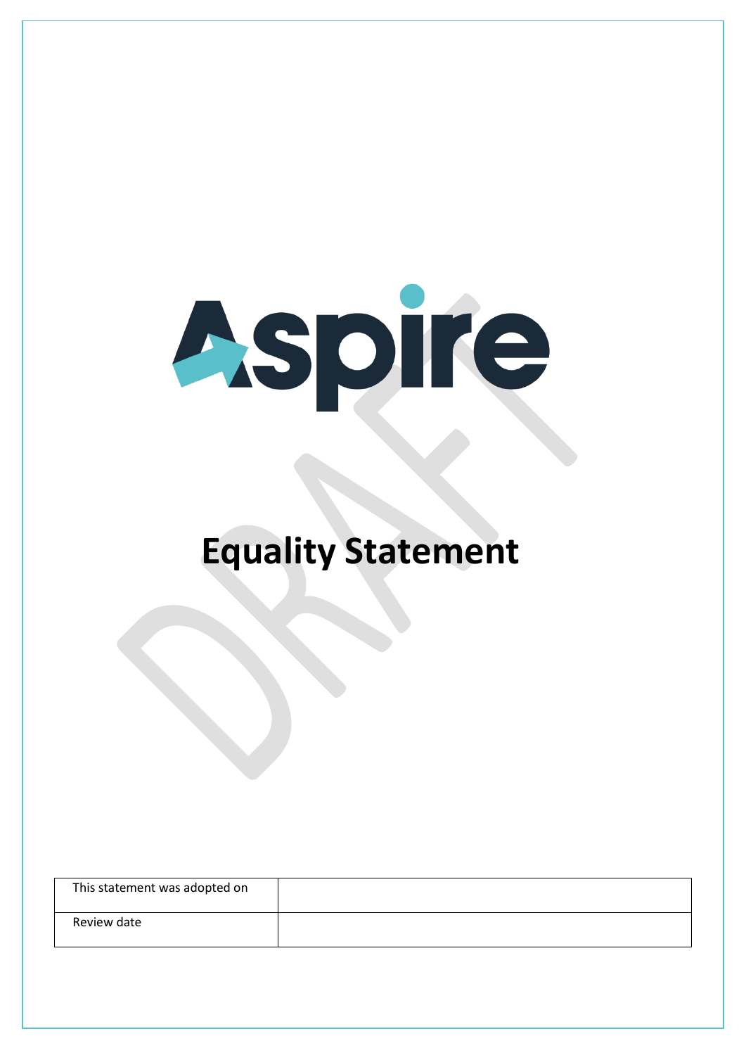Aspire

# Equality Statement

| This statement was adopted on | |
|---|---|
| Review date | |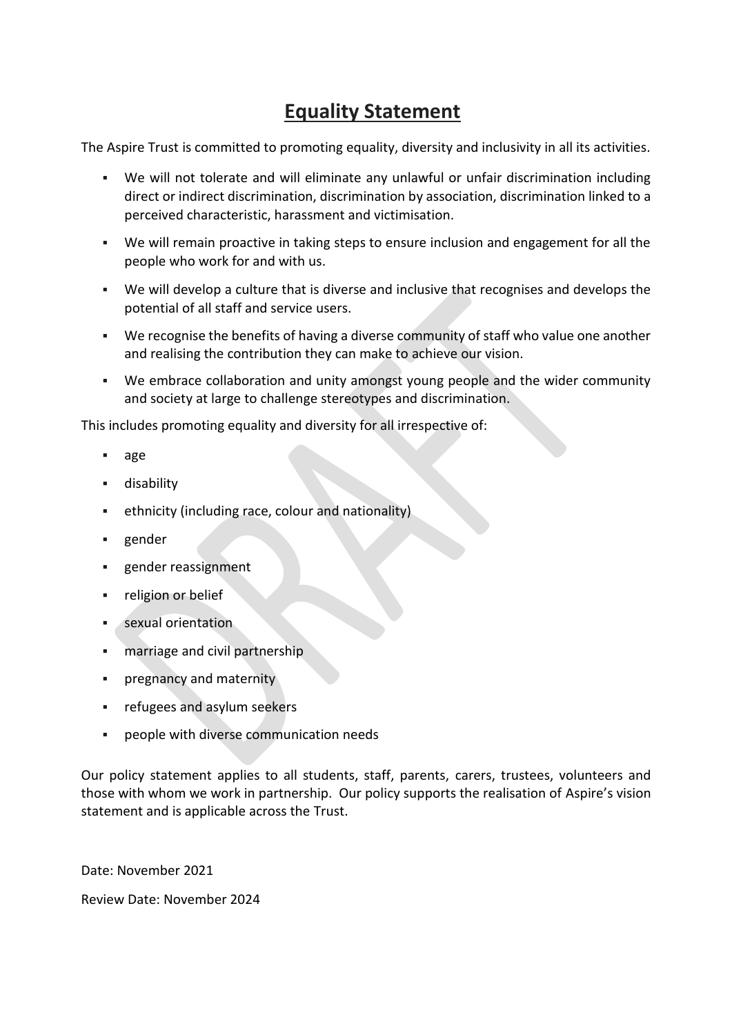# Equality Statement

The Aspire Trust is committed to promoting equality, diversity and inclusivity in all its activities.

- We will not tolerate and will eliminate any unlawful or unfair discrimination including direct or indirect discrimination, discrimination by association, discrimination linked to a perceived characteristic, harassment and victimisation.
- We will remain proactive in taking steps to ensure inclusion and engagement for all the people who work for and with us.
- We will develop a culture that is diverse and inclusive that recognises and develops the potential of all staff and service users.
- We recognise the benefits of having a diverse community of staff who value one another and realising the contribution they can make to achieve our vision.
- We embrace collaboration and unity amongst young people and the wider community and society at large to challenge stereotypes and discrimination.

This includes promoting equality and diversity for all irrespective of:

- age
- disability
- ethnicity (including race, colour and nationality)
- gender
- gender reassignment
- religion or belief
- sexual orientation
- marriage and civil partnership
- pregnancy and maternity
- refugees and asylum seekers
- people with diverse communication needs

Our policy statement applies to all students, staff, parents, carers, trustees, volunteers and those with whom we work in partnership. Our policy supports the realisation of Aspire's vision statement and is applicable across the Trust.

Date: November 2021

Review Date: November 2024